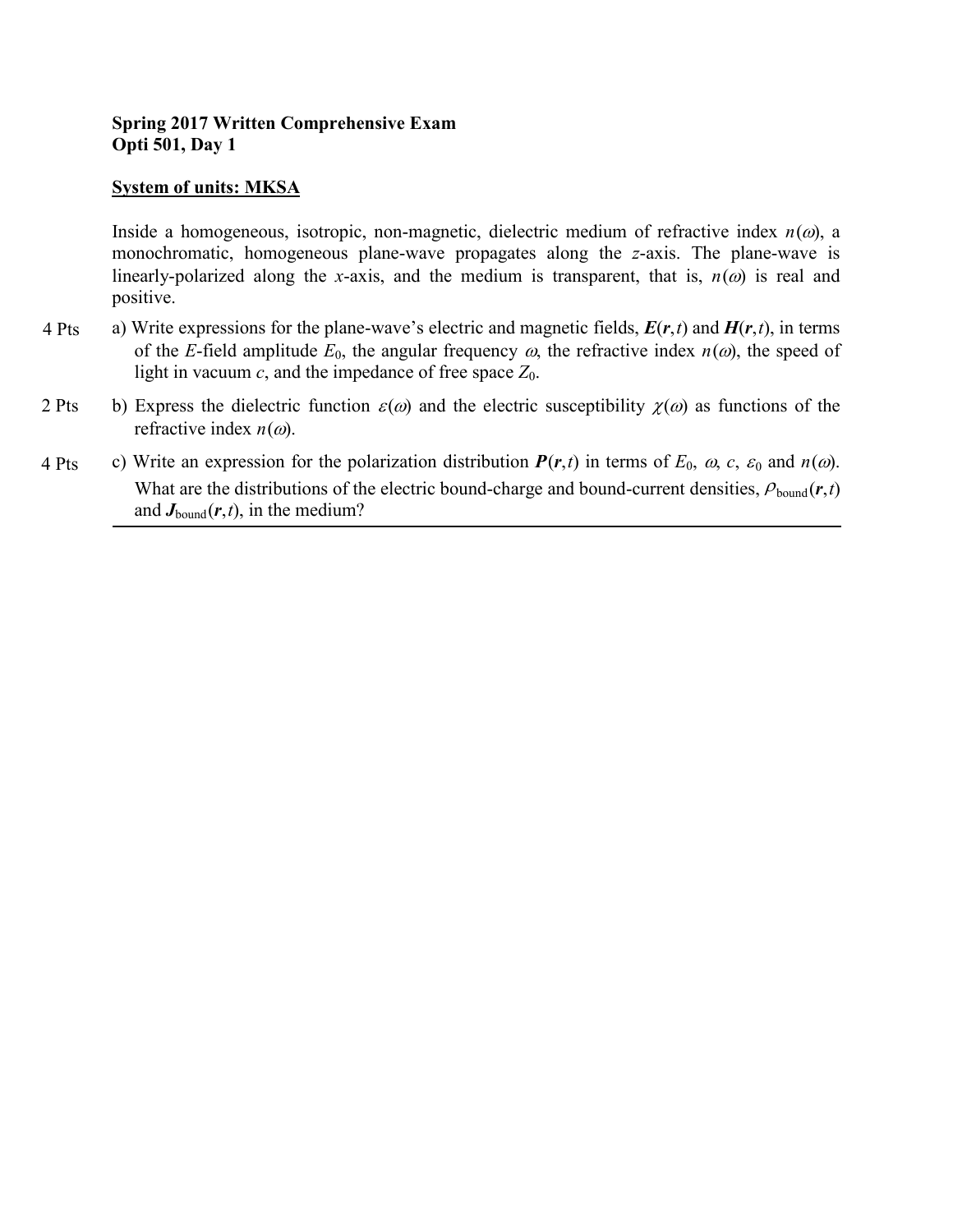**Spring 2017 Written Comprehensive Exam**
**Opti 501, Day 1**

**System of units: MKSA**

Inside a homogeneous, isotropic, non-magnetic, dielectric medium of refractive index $n(\omega)$, a monochromatic, homogeneous plane-wave propagates along the $z$-axis. The plane-wave is linearly-polarized along the $x$-axis, and the medium is transparent, that is, $n(\omega)$ is real and positive.

4 Pts a) Write expressions for the plane-wave's electric and magnetic fields, $\boldsymbol{E}(\boldsymbol{r},t)$ and $\boldsymbol{H}(\boldsymbol{r},t)$, in terms of the $E$-field amplitude $E_0$, the angular frequency $\omega$, the refractive index $n(\omega)$, the speed of light in vacuum $c$, and the impedance of free space $Z_0$.

2 Pts b) Express the dielectric function $\varepsilon(\omega)$ and the electric susceptibility $\chi(\omega)$ as functions of the refractive index $n(\omega)$.

4 Pts c) Write an expression for the polarization distribution $\boldsymbol{P}(\boldsymbol{r},t)$ in terms of $E_0$, $\omega$, $c$, $\varepsilon_0$ and $n(\omega)$. What are the distributions of the electric bound-charge and bound-current densities, $\rho_{\text{bound}}(\boldsymbol{r},t)$ and $\boldsymbol{J}_{\text{bound}}(\boldsymbol{r},t)$, in the medium?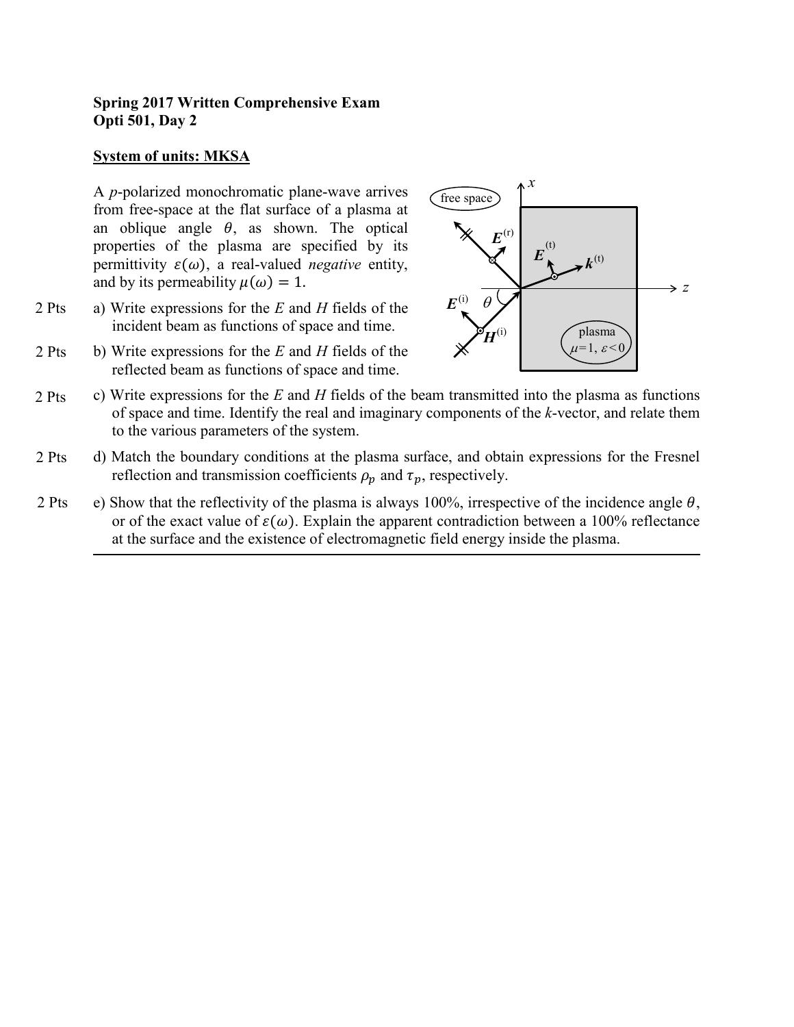**Spring 2017 Written Comprehensive Exam**
**Opti 501, Day 2**

**System of units: MKSA**

A *p*-polarized monochromatic plane-wave arrives from free-space at the flat surface of a plasma at an oblique angle $\theta$, as shown. The optical properties of the plasma are specified by its permittivity $\varepsilon(\omega)$, a real-valued *negative* entity, and by its permeability $\mu(\omega) = 1$.

2 Pts a) Write expressions for the $E$ and $H$ fields of the incident beam as functions of space and time.

2 Pts b) Write expressions for the $E$ and $H$ fields of the reflected beam as functions of space and time.

2 Pts c) Write expressions for the $E$ and $H$ fields of the beam transmitted into the plasma as functions of space and time. Identify the real and imaginary components of the $k$-vector, and relate them to the various parameters of the system.

2 Pts d) Match the boundary conditions at the plasma surface, and obtain expressions for the Fresnel reflection and transmission coefficients $\rho_p$ and $\tau_p$, respectively.

2 Pts e) Show that the reflectivity of the plasma is always 100%, irrespective of the incidence angle $\theta$, or of the exact value of $\varepsilon(\omega)$. Explain the apparent contradiction between a 100% reflectance at the surface and the existence of electromagnetic field energy inside the plasma.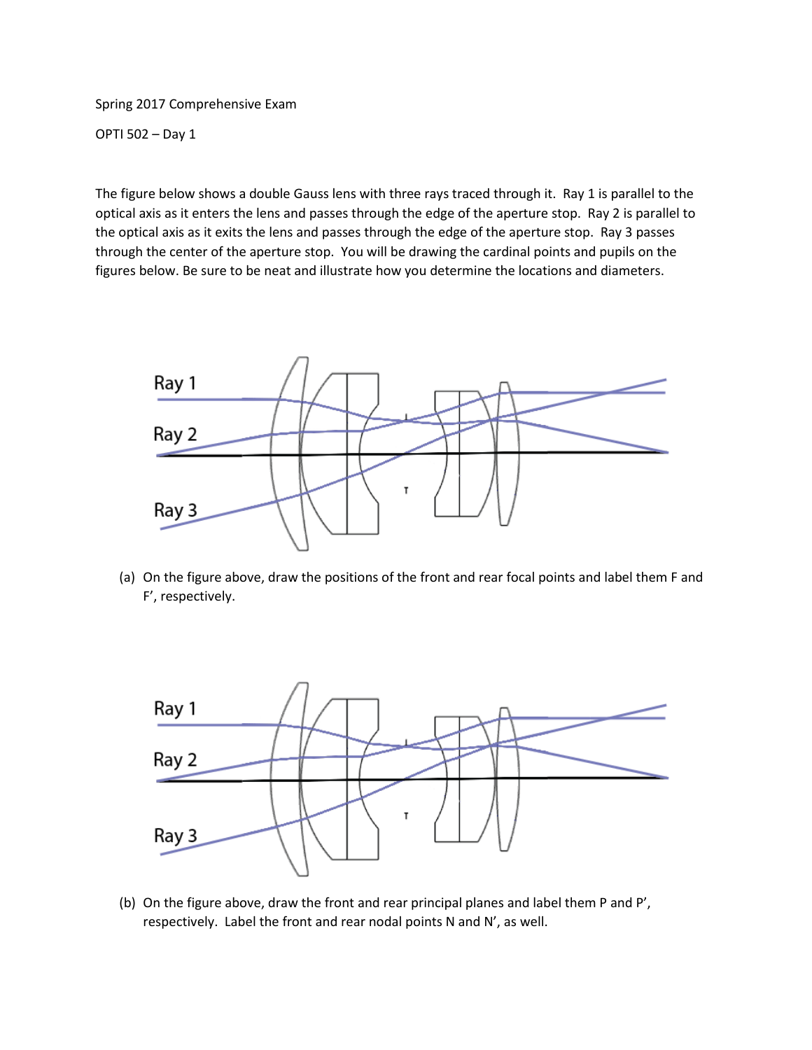Spring 2017 Comprehensive Exam

OPTI 502 – Day 1

The figure below shows a double Gauss lens with three rays traced through it. Ray 1 is parallel to the optical axis as it enters the lens and passes through the edge of the aperture stop. Ray 2 is parallel to the optical axis as it exits the lens and passes through the edge of the aperture stop. Ray 3 passes through the center of the aperture stop. You will be drawing the cardinal points and pupils on the figures below. Be sure to be neat and illustrate how you determine the locations and diameters.

Ray 1

Ray 2

Ray 3

(a) On the figure above, draw the positions of the front and rear focal points and label them F and F', respectively.

Ray 1

Ray 2

Ray 3

(b) On the figure above, draw the front and rear principal planes and label them P and P', respectively. Label the front and rear nodal points N and N', as well.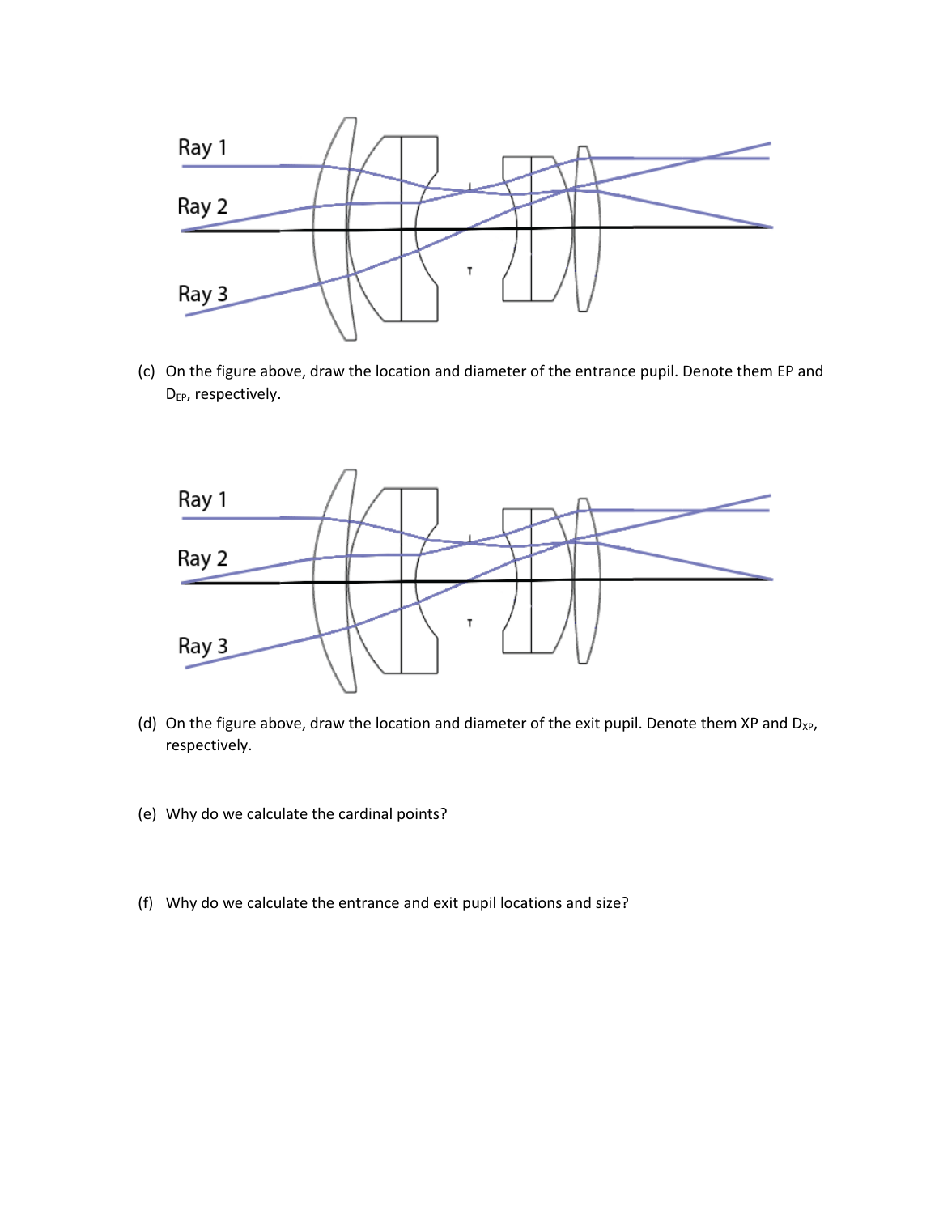Ray 1

Ray 2

Ray 3

(c) On the figure above, draw the location and diameter of the entrance pupil. Denote them EP and $D_{EP}$, respectively.

Ray 1

Ray 2

Ray 3

(d) On the figure above, draw the location and diameter of the exit pupil. Denote them XP and $D_{XP}$, respectively.

(e) Why do we calculate the cardinal points?

(f) Why do we calculate the entrance and exit pupil locations and size?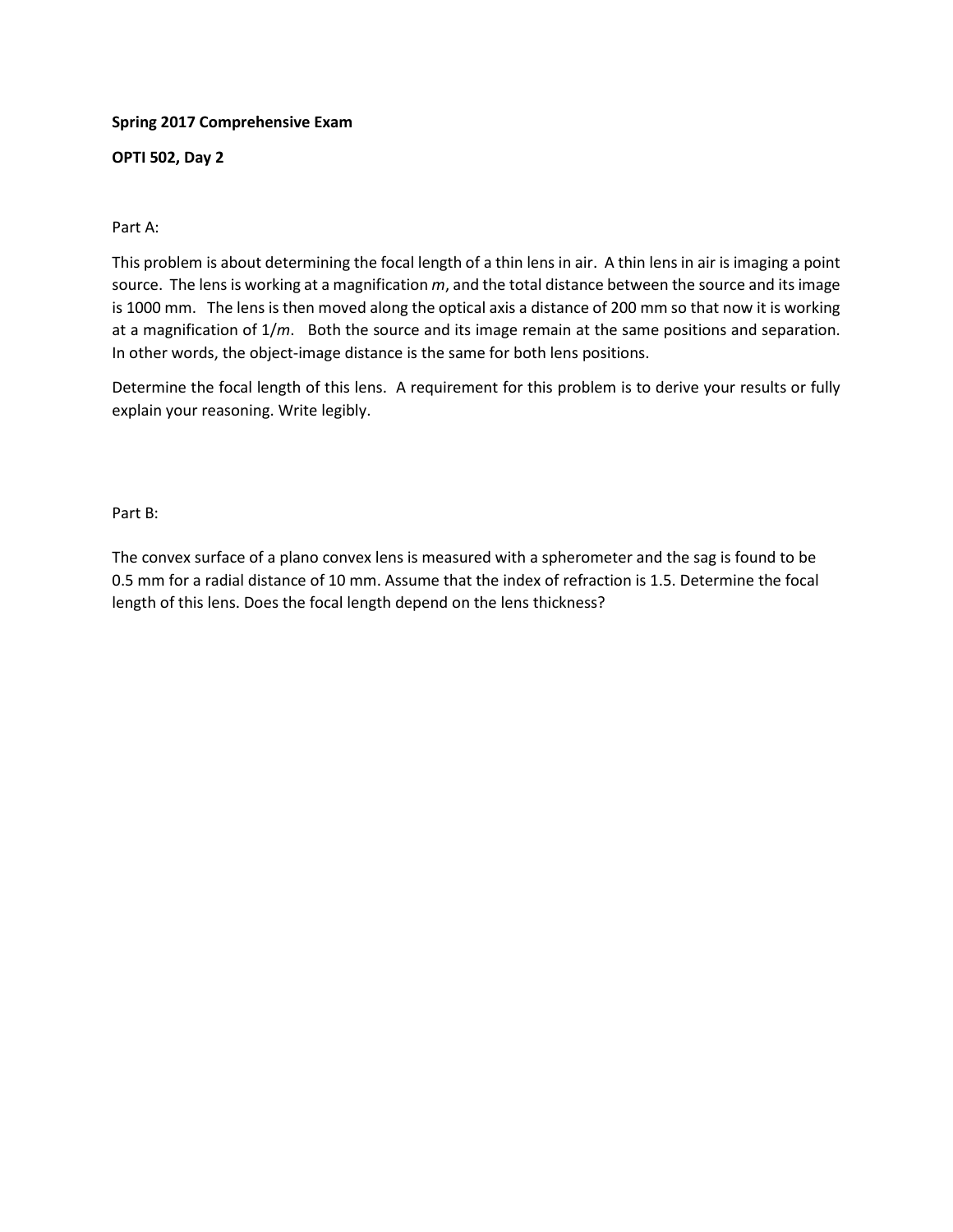**Spring 2017 Comprehensive Exam**

**OPTI 502, Day 2**

Part A:

This problem is about determining the focal length of a thin lens in air. A thin lens in air is imaging a point source. The lens is working at a magnification $m$, and the total distance between the source and its image is 1000 mm. The lens is then moved along the optical axis a distance of 200 mm so that now it is working at a magnification of $1/m$. Both the source and its image remain at the same positions and separation. In other words, the object-image distance is the same for both lens positions.

Determine the focal length of this lens. A requirement for this problem is to derive your results or fully explain your reasoning. Write legibly.

Part B:

The convex surface of a plano convex lens is measured with a spherometer and the sag is found to be 0.5 mm for a radial distance of 10 mm. Assume that the index of refraction is 1.5. Determine the focal length of this lens. Does the focal length depend on the lens thickness?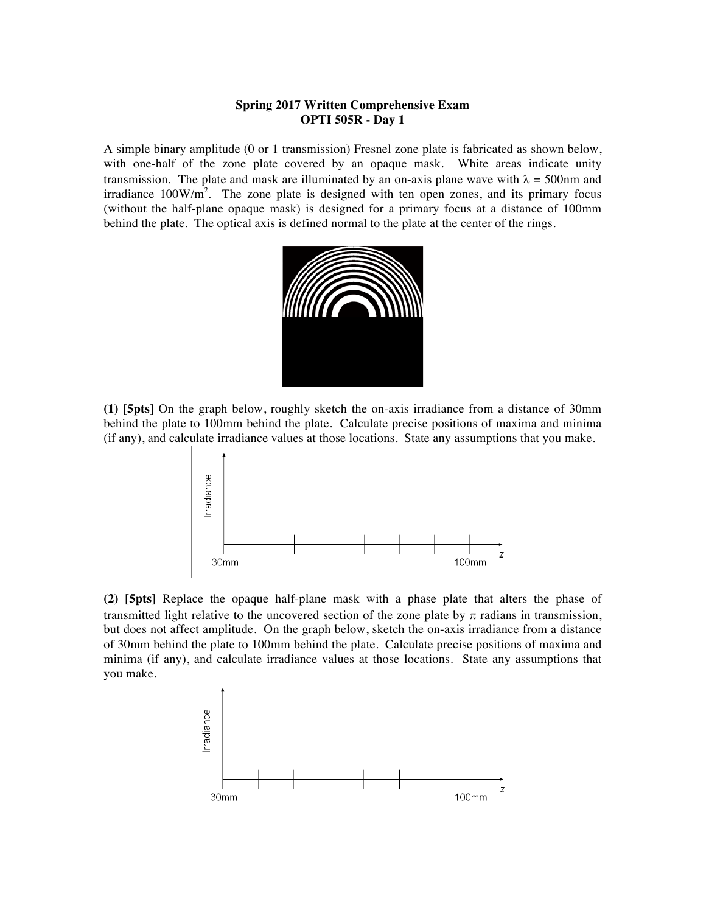**Spring 2017 Written Comprehensive Exam**
**OPTI 505R - Day 1**

A simple binary amplitude (0 or 1 transmission) Fresnel zone plate is fabricated as shown below, with one-half of the zone plate covered by an opaque mask. White areas indicate unity transmission. The plate and mask are illuminated by an on-axis plane wave with $\lambda$ = 500nm and irradiance 100W/m$^2$. The zone plate is designed with ten open zones, and its primary focus (without the half-plane opaque mask) is designed for a primary focus at a distance of 100mm behind the plate. The optical axis is defined normal to the plate at the center of the rings.

**(1) [5pts]** On the graph below, roughly sketch the on-axis irradiance from a distance of 30mm behind the plate to 100mm behind the plate. Calculate precise positions of maxima and minima (if any), and calculate irradiance values at those locations. State any assumptions that you make.

Irradiance

30mm — 100mm — $z$

**(2) [5pts]** Replace the opaque half-plane mask with a phase plate that alters the phase of transmitted light relative to the uncovered section of the zone plate by $\pi$ radians in transmission, but does not affect amplitude. On the graph below, sketch the on-axis irradiance from a distance of 30mm behind the plate to 100mm behind the plate. Calculate precise positions of maxima and minima (if any), and calculate irradiance values at those locations. State any assumptions that you make.

Irradiance

30mm — 100mm — $z$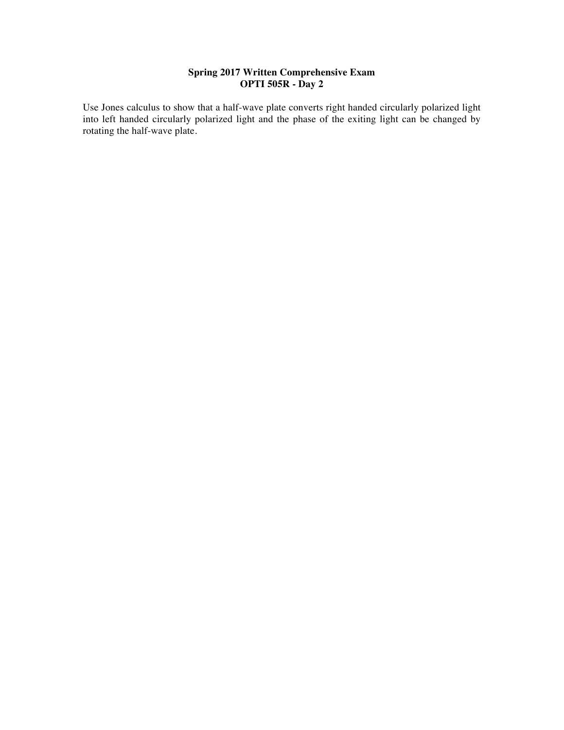**Spring 2017 Written Comprehensive Exam**
**OPTI 505R - Day 2**

Use Jones calculus to show that a half-wave plate converts right handed circularly polarized light into left handed circularly polarized light and the phase of the exiting light can be changed by rotating the half-wave plate.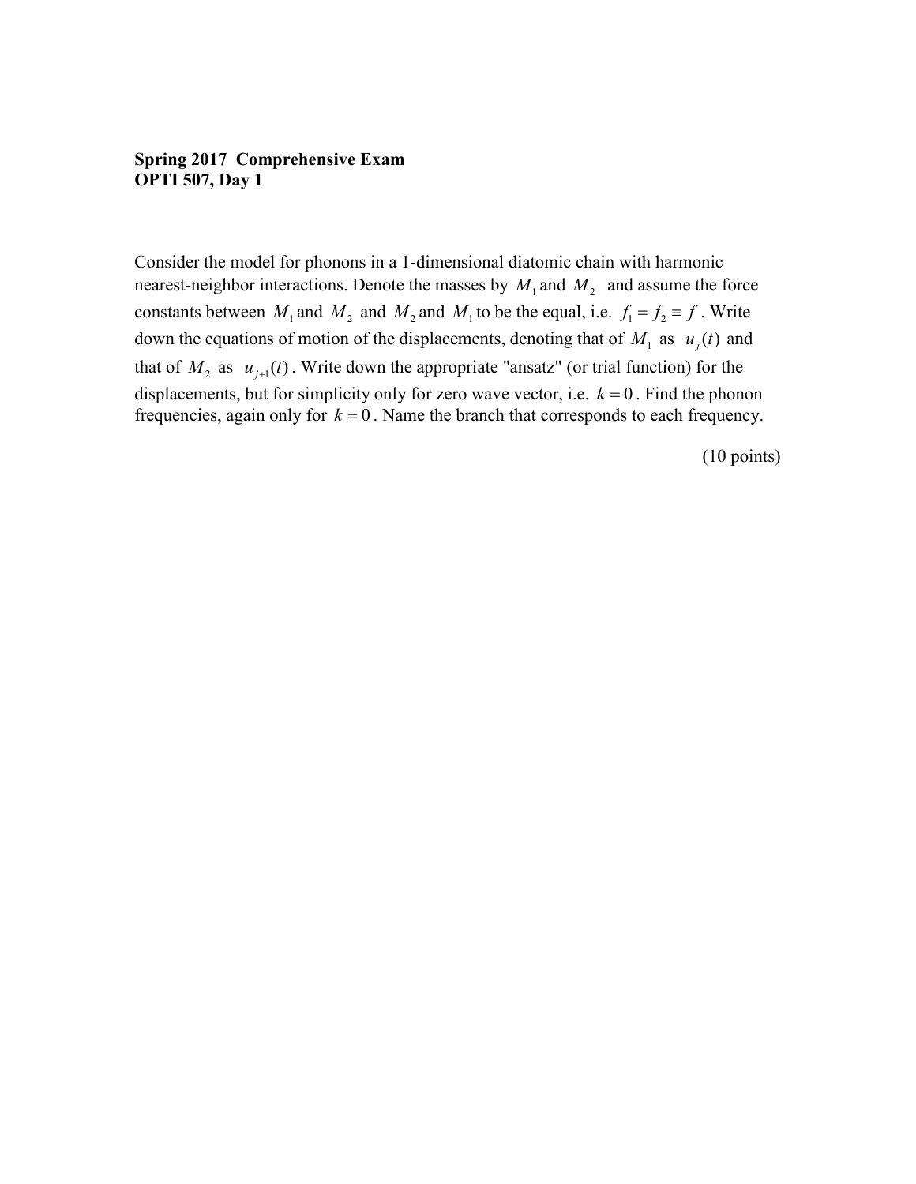**Spring 2017 Comprehensive Exam**
**OPTI 507, Day 1**

Consider the model for phonons in a 1-dimensional diatomic chain with harmonic nearest-neighbor interactions. Denote the masses by $M_1$ and $M_2$ and assume the force constants between $M_1$ and $M_2$ and $M_2$ and $M_1$ to be the equal, i.e. $f_1 = f_2 \equiv f$. Write down the equations of motion of the displacements, denoting that of $M_1$ as $u_j(t)$ and that of $M_2$ as $u_{j+1}(t)$. Write down the appropriate "ansatz" (or trial function) for the displacements, but for simplicity only for zero wave vector, i.e. $k = 0$. Find the phonon frequencies, again only for $k = 0$. Name the branch that corresponds to each frequency.

(10 points)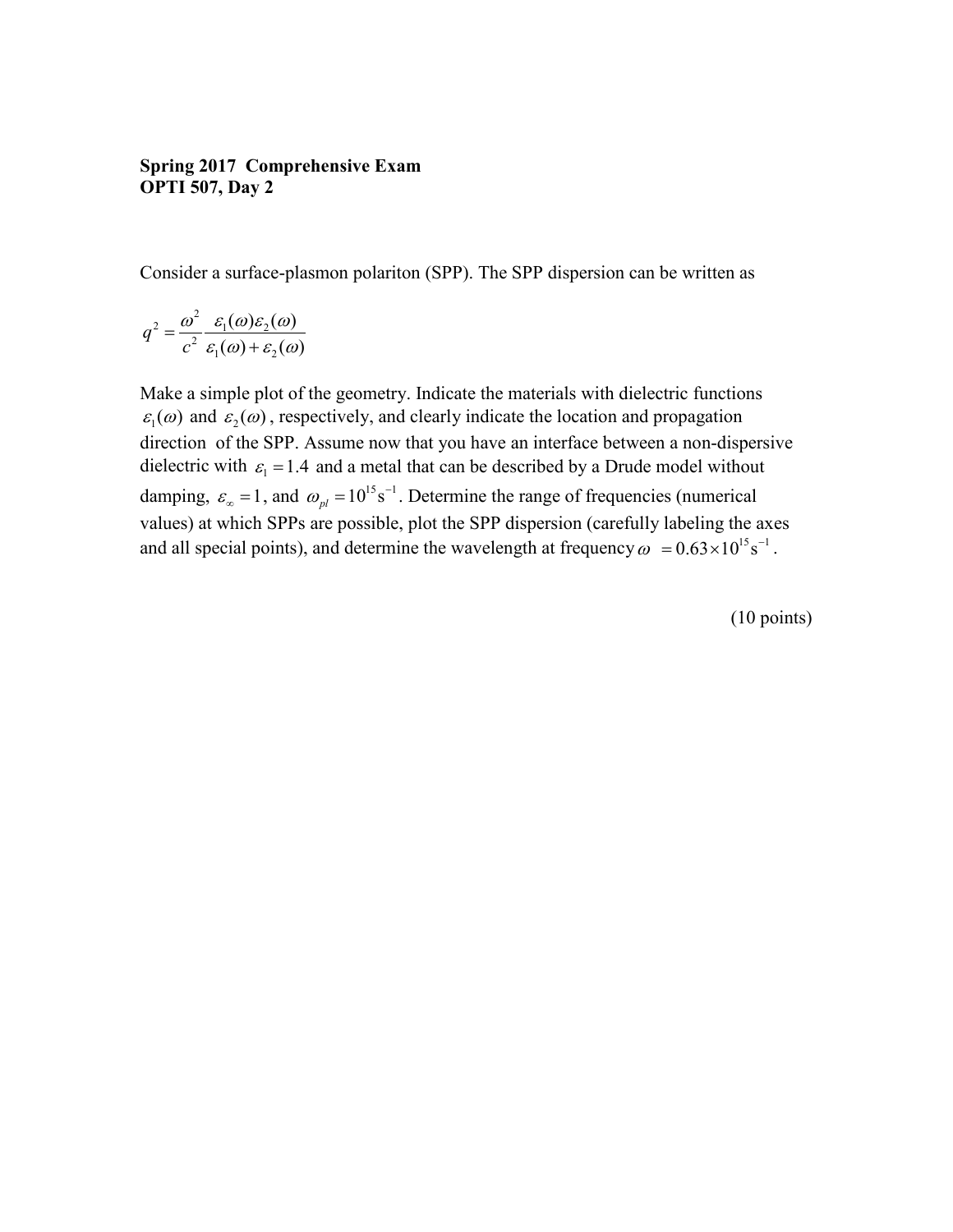**Spring 2017 Comprehensive Exam**
**OPTI 507, Day 2**

Consider a surface-plasmon polariton (SPP). The SPP dispersion can be written as

$$q^2 = \frac{\omega^2}{c^2} \frac{\varepsilon_1(\omega)\varepsilon_2(\omega)}{\varepsilon_1(\omega)+\varepsilon_2(\omega)}$$

Make a simple plot of the geometry. Indicate the materials with dielectric functions $\varepsilon_1(\omega)$ and $\varepsilon_2(\omega)$, respectively, and clearly indicate the location and propagation direction of the SPP. Assume now that you have an interface between a non-dispersive dielectric with $\varepsilon_1 = 1.4$ and a metal that can be described by a Drude model without damping, $\varepsilon_\infty = 1$, and $\omega_{pl} = 10^{15}\,\text{s}^{-1}$. Determine the range of frequencies (numerical values) at which SPPs are possible, plot the SPP dispersion (carefully labeling the axes and all special points), and determine the wavelength at frequency $\omega = 0.63 \times 10^{15}\,\text{s}^{-1}$.

(10 points)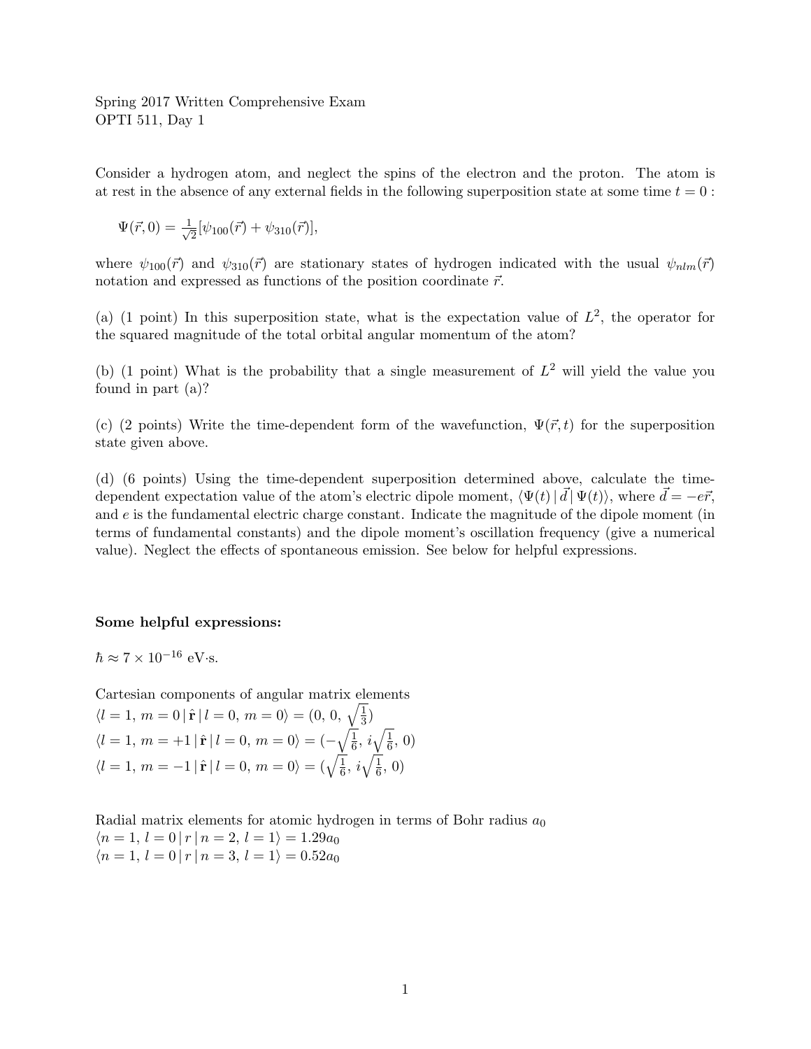Spring 2017 Written Comprehensive Exam
OPTI 511, Day 1

Consider a hydrogen atom, and neglect the spins of the electron and the proton. The atom is at rest in the absence of any external fields in the following superposition state at some time $t = 0$ :

$$\Psi(\vec{r}, 0) = \frac{1}{\sqrt{2}}[\psi_{100}(\vec{r}) + \psi_{310}(\vec{r})],$$

where $\psi_{100}(\vec{r})$ and $\psi_{310}(\vec{r})$ are stationary states of hydrogen indicated with the usual $\psi_{nlm}(\vec{r})$ notation and expressed as functions of the position coordinate $\vec{r}$.

(a) (1 point) In this superposition state, what is the expectation value of $L^2$, the operator for the squared magnitude of the total orbital angular momentum of the atom?

(b) (1 point) What is the probability that a single measurement of $L^2$ will yield the value you found in part (a)?

(c) (2 points) Write the time-dependent form of the wavefunction, $\Psi(\vec{r}, t)$ for the superposition state given above.

(d) (6 points) Using the time-dependent superposition determined above, calculate the time-dependent expectation value of the atom's electric dipole moment, $\langle \Psi(t) \,|\, \vec{d} \,|\, \Psi(t) \rangle$, where $\vec{d} = -e\vec{r}$, and $e$ is the fundamental electric charge constant. Indicate the magnitude of the dipole moment (in terms of fundamental constants) and the dipole moment's oscillation frequency (give a numerical value). Neglect the effects of spontaneous emission. See below for helpful expressions.

**Some helpful expressions:**

$\hbar \approx 7 \times 10^{-16}$ eV·s.

Cartesian components of angular matrix elements

$\langle l = 1,\, m = 0 \,|\, \hat{\mathbf{r}} \,|\, l = 0,\, m = 0 \rangle = (0,\, 0,\, \sqrt{\tfrac{1}{3}})$

$\langle l = 1,\, m = +1 \,|\, \hat{\mathbf{r}} \,|\, l = 0,\, m = 0 \rangle = (-\sqrt{\tfrac{1}{6}},\, i\sqrt{\tfrac{1}{6}},\, 0)$

$\langle l = 1,\, m = -1 \,|\, \hat{\mathbf{r}} \,|\, l = 0,\, m = 0 \rangle = (\sqrt{\tfrac{1}{6}},\, i\sqrt{\tfrac{1}{6}},\, 0)$

Radial matrix elements for atomic hydrogen in terms of Bohr radius $a_0$

$\langle n = 1,\, l = 0 \,|\, r \,|\, n = 2,\, l = 1 \rangle = 1.29 a_0$

$\langle n = 1,\, l = 0 \,|\, r \,|\, n = 3,\, l = 1 \rangle = 0.52 a_0$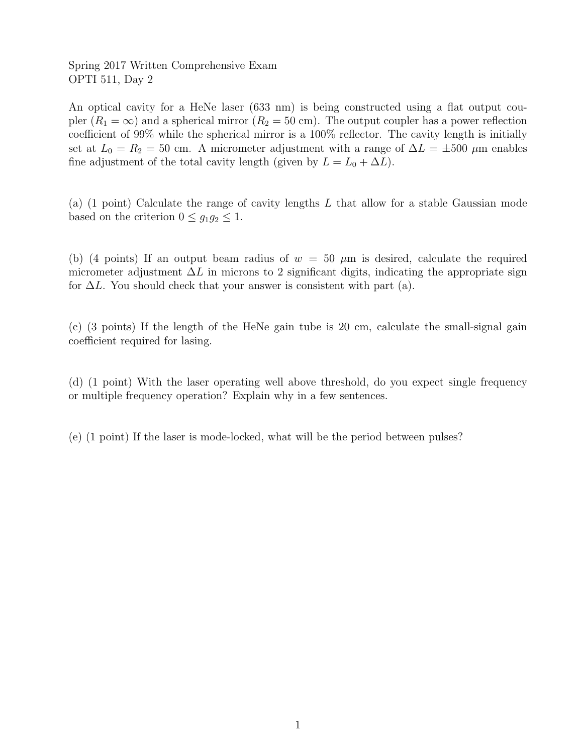Spring 2017 Written Comprehensive Exam
OPTI 511, Day 2

An optical cavity for a HeNe laser (633 nm) is being constructed using a flat output coupler ($R_1 = \infty$) and a spherical mirror ($R_2 = 50$ cm). The output coupler has a power reflection coefficient of 99% while the spherical mirror is a 100% reflector. The cavity length is initially set at $L_0 = R_2 = 50$ cm. A micrometer adjustment with a range of $\Delta L = \pm 500$ $\mu$m enables fine adjustment of the total cavity length (given by $L = L_0 + \Delta L$).

(a) (1 point) Calculate the range of cavity lengths $L$ that allow for a stable Gaussian mode based on the criterion $0 \leq g_1 g_2 \leq 1$.

(b) (4 points) If an output beam radius of $w = 50$ $\mu$m is desired, calculate the required micrometer adjustment $\Delta L$ in microns to 2 significant digits, indicating the appropriate sign for $\Delta L$. You should check that your answer is consistent with part (a).

(c) (3 points) If the length of the HeNe gain tube is 20 cm, calculate the small-signal gain coefficient required for lasing.

(d) (1 point) With the laser operating well above threshold, do you expect single frequency or multiple frequency operation? Explain why in a few sentences.

(e) (1 point) If the laser is mode-locked, what will be the period between pulses?